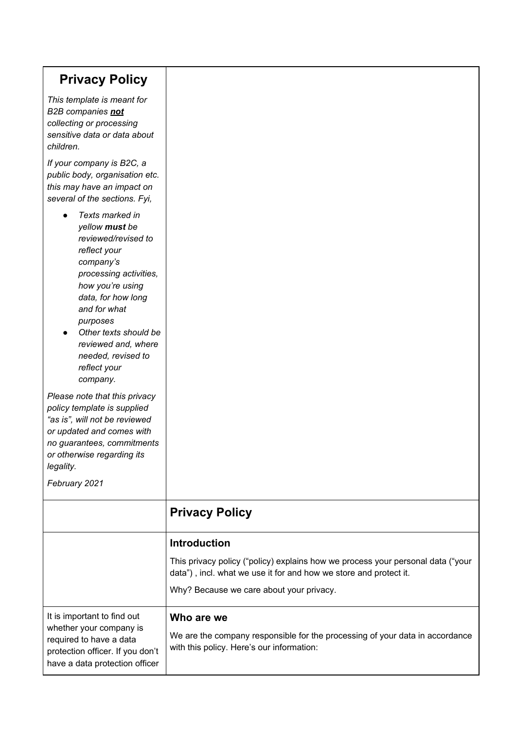| **Privacy Policy**<br><br>*This template is meant for B2B companies **not** collecting or processing sensitive data or data about children.*<br><br>*If your company is B2C, a public body, organisation etc. this may have an impact on several of the sections. Fyi,*<br><br>● *Texts marked in yellow **must** be reviewed/revised to reflect your company's processing activities, how you're using data, for how long and for what purposes*<br>● *Other texts should be reviewed and, where needed, revised to reflect your company.*<br><br>*Please note that this privacy policy template is supplied "as is", will not be reviewed or updated and comes with no guarantees, commitments or otherwise regarding its legality.*<br><br>*February 2021* | |
|---|---|
| | **Privacy Policy** |
| | **Introduction**<br><br>This privacy policy ("policy) explains how we process your personal data ("your data") , incl. what we use it for and how we store and protect it.<br><br>Why? Because we care about your privacy. |
| It is important to find out whether your company is required to have a data protection officer. If you don't have a data protection officer | **Who are we**<br><br>We are the company responsible for the processing of your data in accordance with this policy. Here's our information: |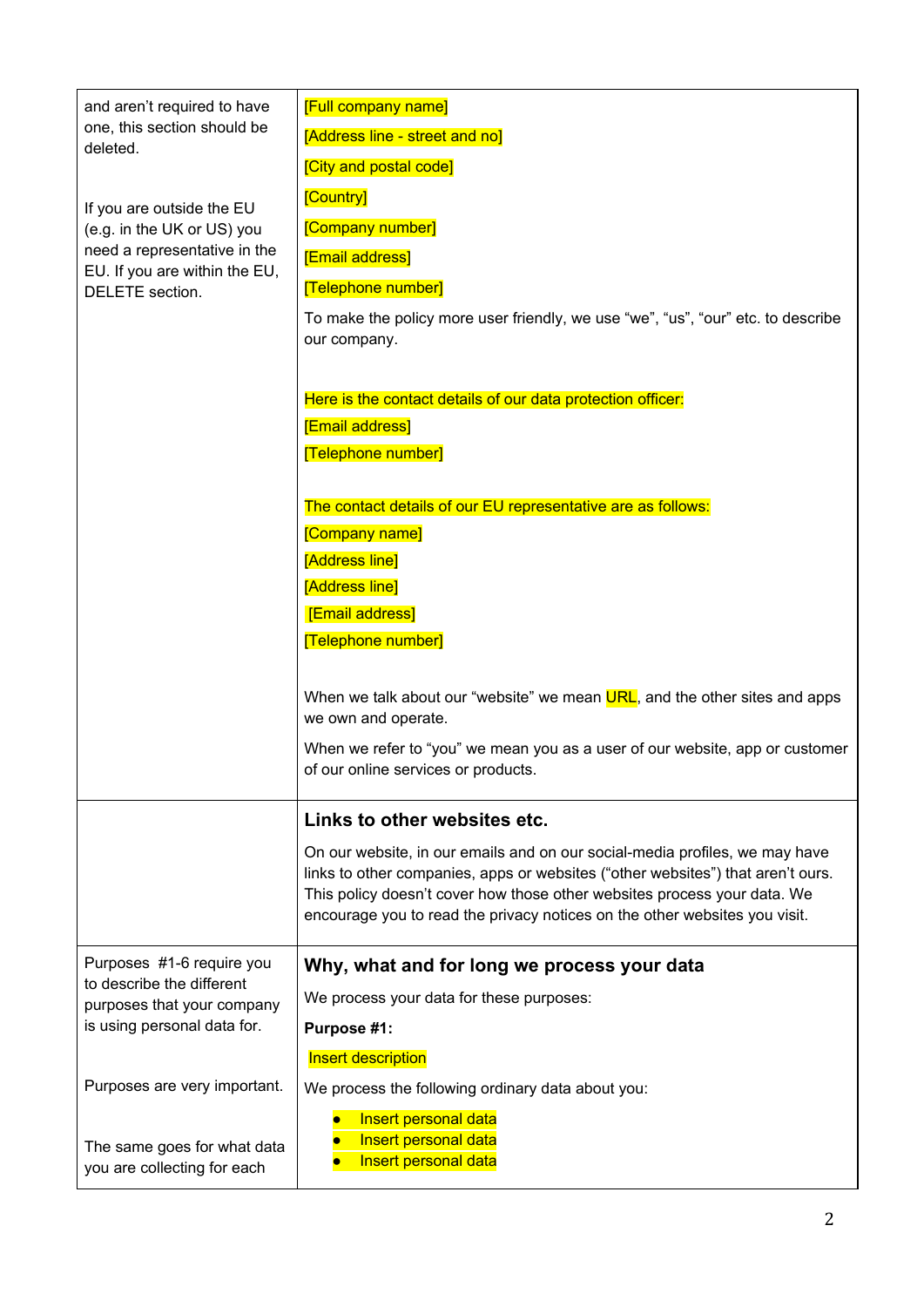| | |
|---|---|
| and aren't required to have one, this section should be deleted.<br><br>If you are outside the EU (e.g. in the UK or US) you need a representative in the EU. If you are within the EU, DELETE section. | [Full company name]<br>[Address line - street and no]<br>[City and postal code]<br>[Country]<br>[Company number]<br>[Email address]<br>[Telephone number]<br>To make the policy more user friendly, we use "we", "us", "our" etc. to describe our company.<br><br>Here is the contact details of our data protection officer:<br>[Email address]<br>[Telephone number]<br><br>The contact details of our EU representative are as follows:<br>[Company name]<br>[Address line]<br>[Address line]<br>[Email address]<br>[Telephone number]<br><br>When we talk about our "website" we mean URL, and the other sites and apps we own and operate.<br>When we refer to "you" we mean you as a user of our website, app or customer of our online services or products. |
| | **Links to other websites etc.**<br>On our website, in our emails and on our social-media profiles, we may have links to other companies, apps or websites ("other websites") that aren't ours. This policy doesn't cover how those other websites process your data. We encourage you to read the privacy notices on the other websites you visit. |
| Purposes #1-6 require you to describe the different purposes that your company is using personal data for.<br><br>Purposes are very important.<br><br>The same goes for what data you are collecting for each | **Why, what and for long we process your data**<br>We process your data for these purposes:<br>**Purpose #1:**<br>Insert description<br>We process the following ordinary data about you:<br>• Insert personal data<br>• Insert personal data<br>• Insert personal data |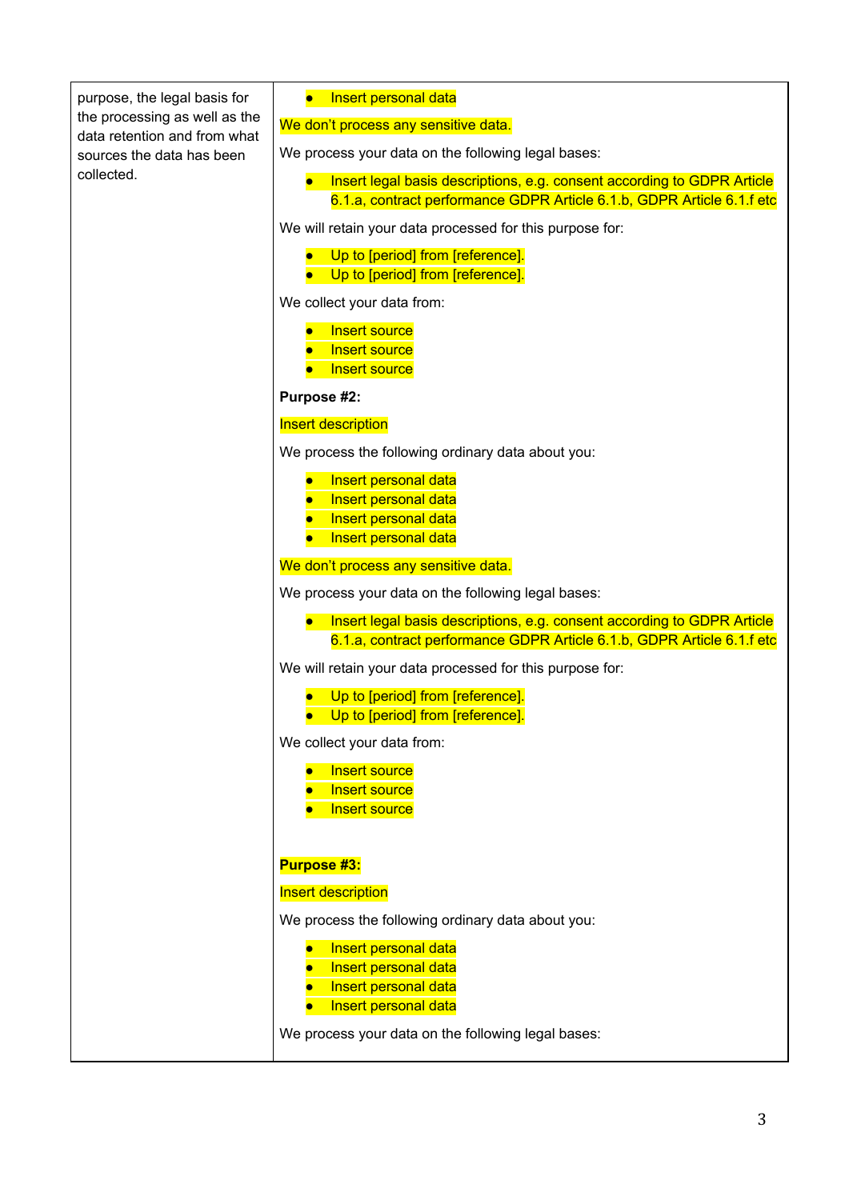| | |
|---|---|
| purpose, the legal basis for the processing as well as the data retention and from what sources the data has been collected. | <ul><li>Insert personal data</li></ul>We don't process any sensitive data.<br><br>We process your data on the following legal bases:<ul><li>Insert legal basis descriptions, e.g. consent according to GDPR Article 6.1.a, contract performance GDPR Article 6.1.b, GDPR Article 6.1.f etc</li></ul>We will retain your data processed for this purpose for:<ul><li>Up to [period] from [reference].</li><li>Up to [period] from [reference].</li></ul>We collect your data from:<ul><li>Insert source</li><li>Insert source</li><li>Insert source</li></ul>**Purpose #2:**<br><br>Insert description<br><br>We process the following ordinary data about you:<ul><li>Insert personal data</li><li>Insert personal data</li><li>Insert personal data</li><li>Insert personal data</li></ul>We don't process any sensitive data.<br><br>We process your data on the following legal bases:<ul><li>Insert legal basis descriptions, e.g. consent according to GDPR Article 6.1.a, contract performance GDPR Article 6.1.b, GDPR Article 6.1.f etc</li></ul>We will retain your data processed for this purpose for:<ul><li>Up to [period] from [reference].</li><li>Up to [period] from [reference].</li></ul>We collect your data from:<ul><li>Insert source</li><li>Insert source</li><li>Insert source</li></ul>**Purpose #3:**<br><br>Insert description<br><br>We process the following ordinary data about you:<ul><li>Insert personal data</li><li>Insert personal data</li><li>Insert personal data</li><li>Insert personal data</li></ul>We process your data on the following legal bases: |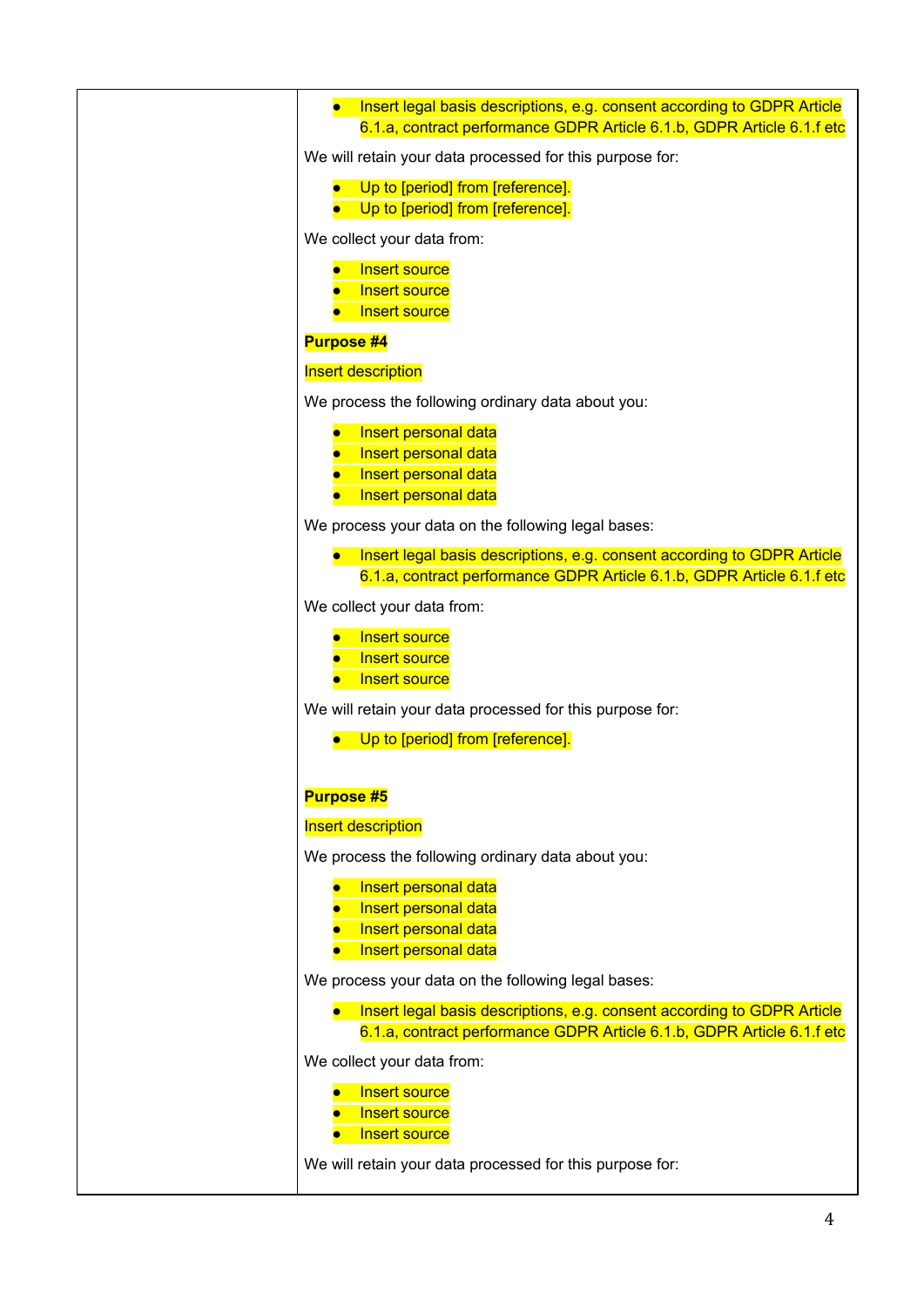| | • Insert legal basis descriptions, e.g. consent according to GDPR Article 6.1.a, contract performance GDPR Article 6.1.b, GDPR Article 6.1.f etc<br><br>We will retain your data processed for this purpose for:<br><br>• Up to [period] from [reference].<br>• Up to [period] from [reference].<br><br>We collect your data from:<br><br>• Insert source<br>• Insert source<br>• Insert source<br><br>**Purpose #4**<br><br>Insert description<br><br>We process the following ordinary data about you:<br><br>• Insert personal data<br>• Insert personal data<br>• Insert personal data<br>• Insert personal data<br><br>We process your data on the following legal bases:<br><br>• Insert legal basis descriptions, e.g. consent according to GDPR Article 6.1.a, contract performance GDPR Article 6.1.b, GDPR Article 6.1.f etc<br><br>We collect your data from:<br><br>• Insert source<br>• Insert source<br>• Insert source<br><br>We will retain your data processed for this purpose for:<br><br>• Up to [period] from [reference].<br><br>**Purpose #5**<br><br>Insert description<br><br>We process the following ordinary data about you:<br><br>• Insert personal data<br>• Insert personal data<br>• Insert personal data<br>• Insert personal data<br><br>We process your data on the following legal bases:<br><br>• Insert legal basis descriptions, e.g. consent according to GDPR Article 6.1.a, contract performance GDPR Article 6.1.b, GDPR Article 6.1.f etc<br><br>We collect your data from:<br><br>• Insert source<br>• Insert source<br>• Insert source<br><br>We will retain your data processed for this purpose for: |
|---|---|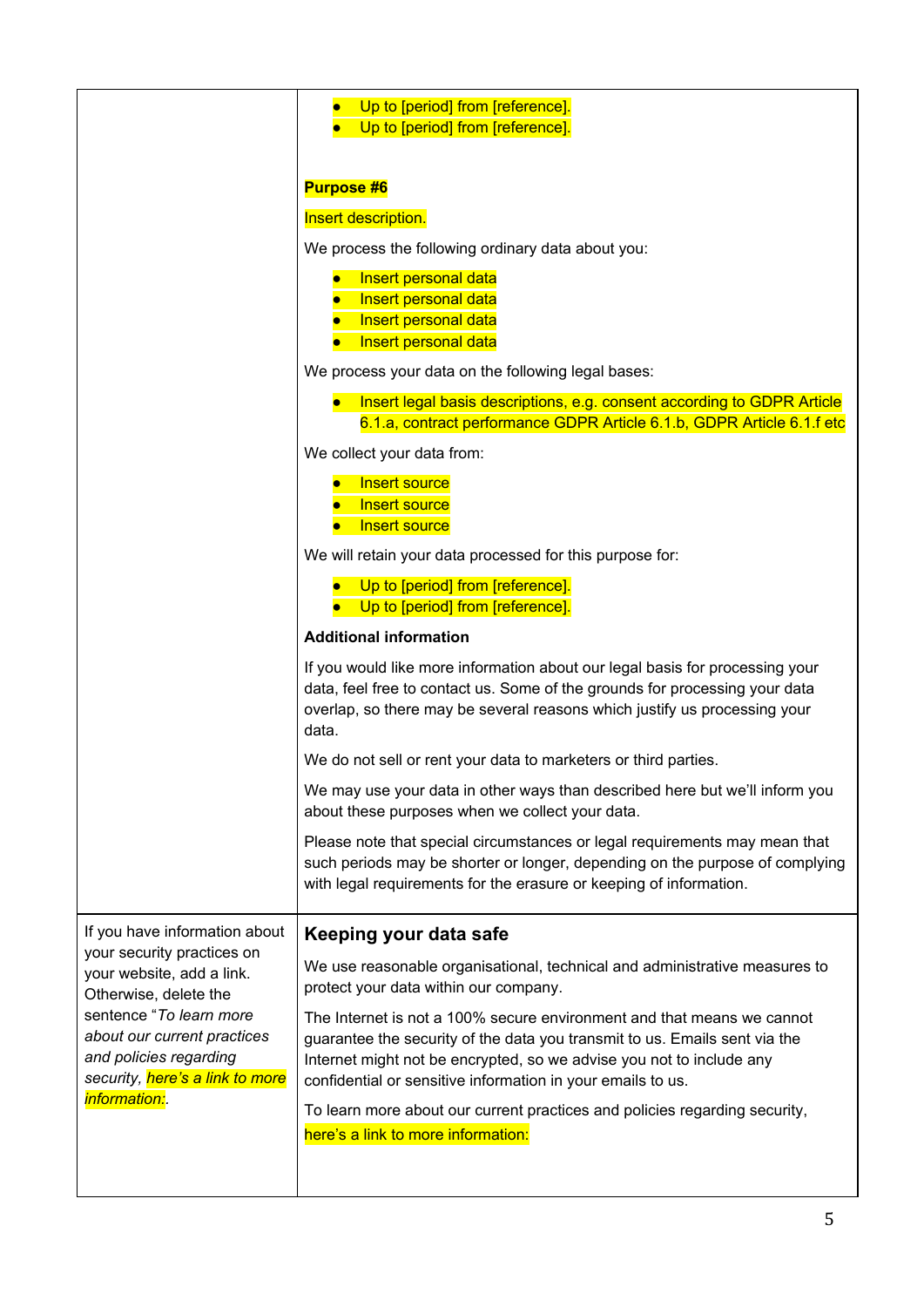| | |
|---|---|
| | • Up to [period] from [reference].<br>• Up to [period] from [reference].<br><br>**Purpose #6**<br><br>Insert description.<br><br>We process the following ordinary data about you:<br><br>• Insert personal data<br>• Insert personal data<br>• Insert personal data<br>• Insert personal data<br><br>We process your data on the following legal bases:<br><br>• Insert legal basis descriptions, e.g. consent according to GDPR Article 6.1.a, contract performance GDPR Article 6.1.b, GDPR Article 6.1.f etc<br><br>We collect your data from:<br><br>• Insert source<br>• Insert source<br>• Insert source<br><br>We will retain your data processed for this purpose for:<br><br>• Up to [period] from [reference].<br>• Up to [period] from [reference].<br><br>**Additional information**<br><br>If you would like more information about our legal basis for processing your data, feel free to contact us. Some of the grounds for processing your data overlap, so there may be several reasons which justify us processing your data.<br><br>We do not sell or rent your data to marketers or third parties.<br><br>We may use your data in other ways than described here but we'll inform you about these purposes when we collect your data.<br><br>Please note that special circumstances or legal requirements may mean that such periods may be shorter or longer, depending on the purpose of complying with legal requirements for the erasure or keeping of information. |
| If you have information about your security practices on your website, add a link. Otherwise, delete the sentence "*To learn more about our current practices and policies regarding security, here's a link to more information:*." | **Keeping your data safe**<br><br>We use reasonable organisational, technical and administrative measures to protect your data within our company.<br><br>The Internet is not a 100% secure environment and that means we cannot guarantee the security of the data you transmit to us. Emails sent via the Internet might not be encrypted, so we advise you not to include any confidential or sensitive information in your emails to us.<br><br>To learn more about our current practices and policies regarding security, here's a link to more information: |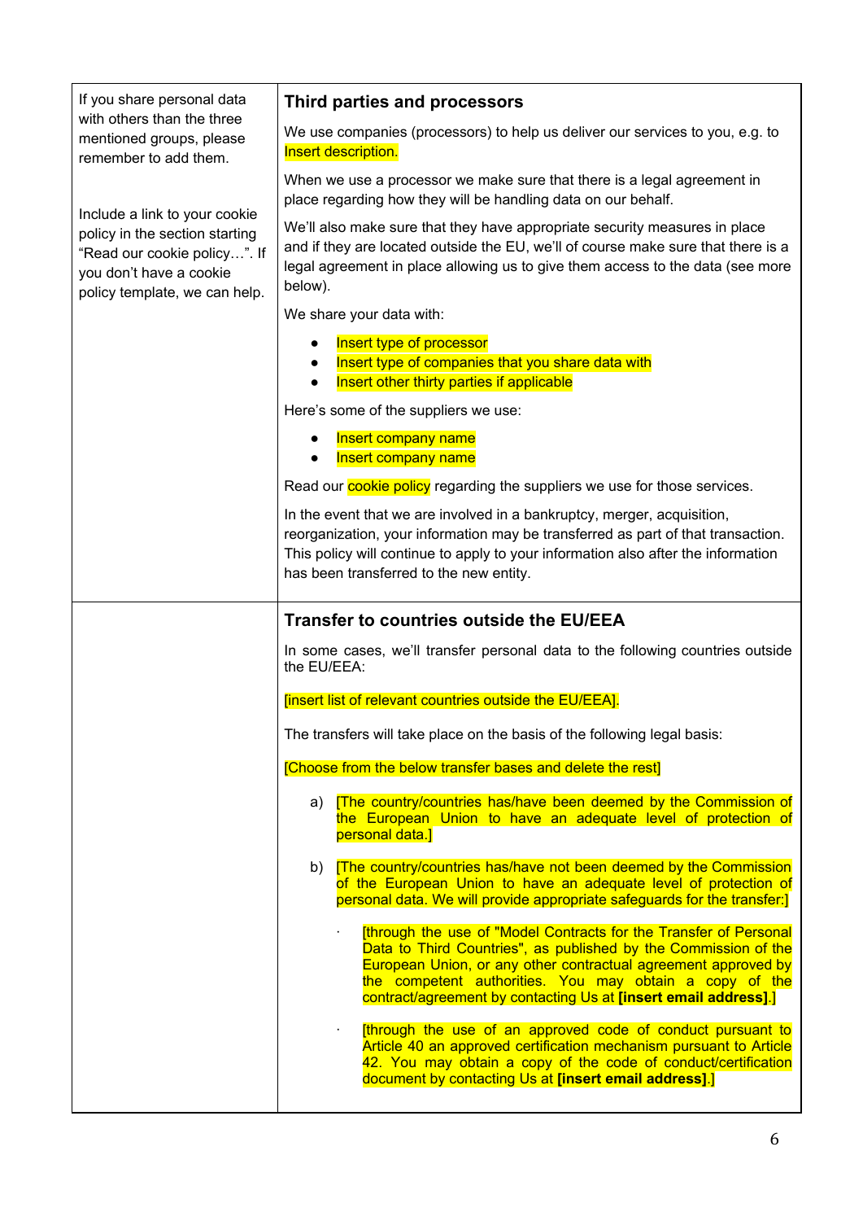| | |
|---|---|
| If you share personal data with others than the three mentioned groups, please remember to add them.<br><br>Include a link to your cookie policy in the section starting "Read our cookie policy…". If you don't have a cookie policy template, we can help. | **Third parties and processors**<br><br>We use companies (processors) to help us deliver our services to you, e.g. to Insert description.<br><br>When we use a processor we make sure that there is a legal agreement in place regarding how they will be handling data on our behalf.<br><br>We'll also make sure that they have appropriate security measures in place and if they are located outside the EU, we'll of course make sure that there is a legal agreement in place allowing us to give them access to the data (see more below).<br><br>We share your data with:<br><br>● Insert type of processor<br>● Insert type of companies that you share data with<br>● Insert other thirty parties if applicable<br><br>Here's some of the suppliers we use:<br><br>● Insert company name<br>● Insert company name<br><br>Read our cookie policy regarding the suppliers we use for those services.<br><br>In the event that we are involved in a bankruptcy, merger, acquisition, reorganization, your information may be transferred as part of that transaction. This policy will continue to apply to your information also after the information has been transferred to the new entity. |
| | **Transfer to countries outside the EU/EEA**<br><br>In some cases, we'll transfer personal data to the following countries outside the EU/EEA:<br><br>[insert list of relevant countries outside the EU/EEA].<br><br>The transfers will take place on the basis of the following legal basis:<br><br>[Choose from the below transfer bases and delete the rest]<br><br>a) [The country/countries has/have been deemed by the Commission of the European Union to have an adequate level of protection of personal data.]<br><br>b) [The country/countries has/have not been deemed by the Commission of the European Union to have an adequate level of protection of personal data. We will provide appropriate safeguards for the transfer:]<br><br>· [through the use of "Model Contracts for the Transfer of Personal Data to Third Countries", as published by the Commission of the European Union, or any other contractual agreement approved by the competent authorities. You may obtain a copy of the contract/agreement by contacting Us at **[insert email address]**.]<br><br>· [through the use of an approved code of conduct pursuant to Article 40 an approved certification mechanism pursuant to Article 42. You may obtain a copy of the code of conduct/certification document by contacting Us at **[insert email address]**.] |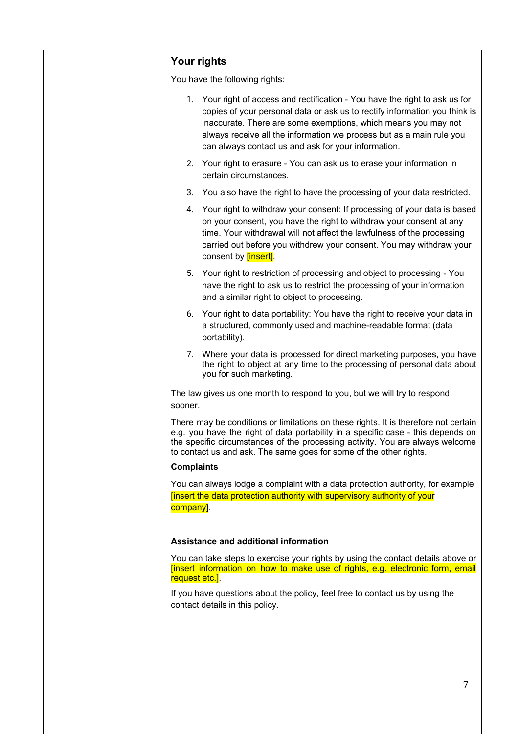## Your rights

You have the following rights:

1. Your right of access and rectification - You have the right to ask us for copies of your personal data or ask us to rectify information you think is inaccurate. There are some exemptions, which means you may not always receive all the information we process but as a main rule you can always contact us and ask for your information.
2. Your right to erasure - You can ask us to erase your information in certain circumstances.
3. You also have the right to have the processing of your data restricted.
4. Your right to withdraw your consent: If processing of your data is based on your consent, you have the right to withdraw your consent at any time. Your withdrawal will not affect the lawfulness of the processing carried out before you withdrew your consent. You may withdraw your consent by [insert].
5. Your right to restriction of processing and object to processing - You have the right to ask us to restrict the processing of your information and a similar right to object to processing.
6. Your right to data portability: You have the right to receive your data in a structured, commonly used and machine-readable format (data portability).
7. Where your data is processed for direct marketing purposes, you have the right to object at any time to the processing of personal data about you for such marketing.

The law gives us one month to respond to you, but we will try to respond sooner.

There may be conditions or limitations on these rights. It is therefore not certain e.g. you have the right of data portability in a specific case - this depends on the specific circumstances of the processing activity. You are always welcome to contact us and ask. The same goes for some of the other rights.

**Complaints**

You can always lodge a complaint with a data protection authority, for example [insert the data protection authority with supervisory authority of your company].

**Assistance and additional information**

You can take steps to exercise your rights by using the contact details above or [insert information on how to make use of rights, e.g. electronic form, email request etc.].

If you have questions about the policy, feel free to contact us by using the contact details in this policy.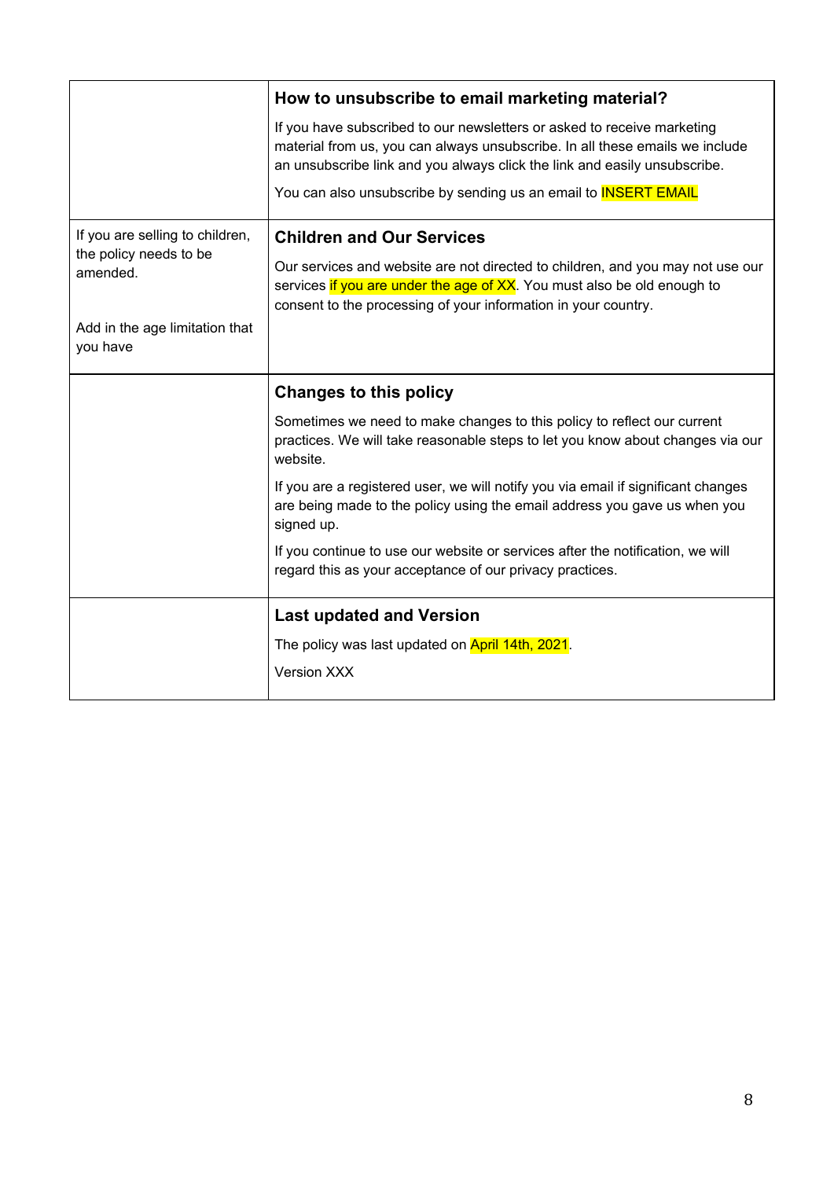| | |
|---|---|
| | **How to unsubscribe to email marketing material?**<br><br>If you have subscribed to our newsletters or asked to receive marketing material from us, you can always unsubscribe. In all these emails we include an unsubscribe link and you always click the link and easily unsubscribe.<br><br>You can also unsubscribe by sending us an email to INSERT EMAIL |
| If you are selling to children, the policy needs to be amended.<br><br>Add in the age limitation that you have | **Children and Our Services**<br><br>Our services and website are not directed to children, and you may not use our services if you are under the age of XX. You must also be old enough to consent to the processing of your information in your country. |
| | **Changes to this policy**<br><br>Sometimes we need to make changes to this policy to reflect our current practices. We will take reasonable steps to let you know about changes via our website.<br><br>If you are a registered user, we will notify you via email if significant changes are being made to the policy using the email address you gave us when you signed up.<br><br>If you continue to use our website or services after the notification, we will regard this as your acceptance of our privacy practices. |
| | **Last updated and Version**<br><br>The policy was last updated on April 14th, 2021.<br><br>Version XXX |